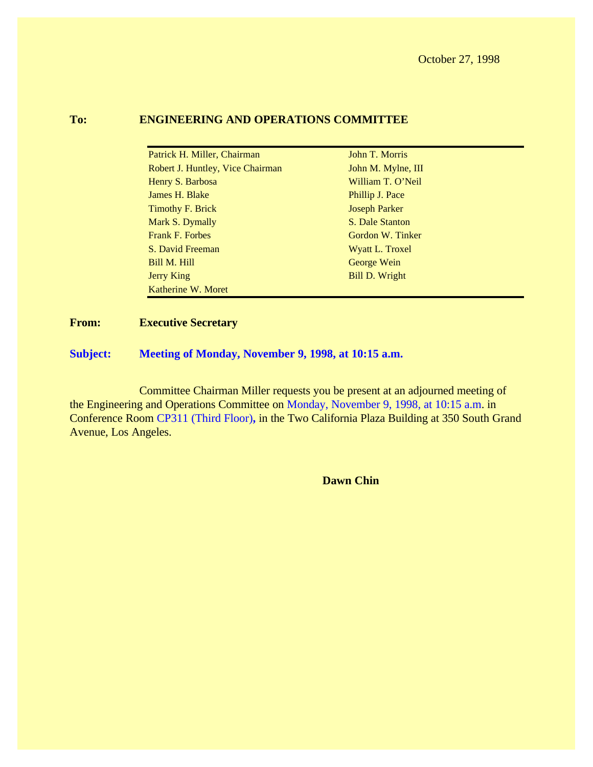October 27, 1998

**To:** **ENGINEERING AND OPERATIONS COMMITTEE**

| | |
|---|---|
| Patrick H. Miller, Chairman | John T. Morris |
| Robert J. Huntley, Vice Chairman | John M. Mylne, III |
| Henry S. Barbosa | William T. O'Neil |
| James H. Blake | Phillip J. Pace |
| Timothy F. Brick | Joseph Parker |
| Mark S. Dymally | S. Dale Stanton |
| Frank F. Forbes | Gordon W. Tinker |
| S. David Freeman | Wyatt L. Troxel |
| Bill M. Hill | George Wein |
| Jerry King | Bill D. Wright |
| Katherine W. Moret | |

**From:** **Executive Secretary**

**Subject:** **Meeting of Monday, November 9, 1998, at 10:15 a.m.**

Committee Chairman Miller requests you be present at an adjourned meeting of the Engineering and Operations Committee on Monday, November 9, 1998, at 10:15 a.m. in Conference Room CP311 (Third Floor), in the Two California Plaza Building at 350 South Grand Avenue, Los Angeles.

**Dawn Chin**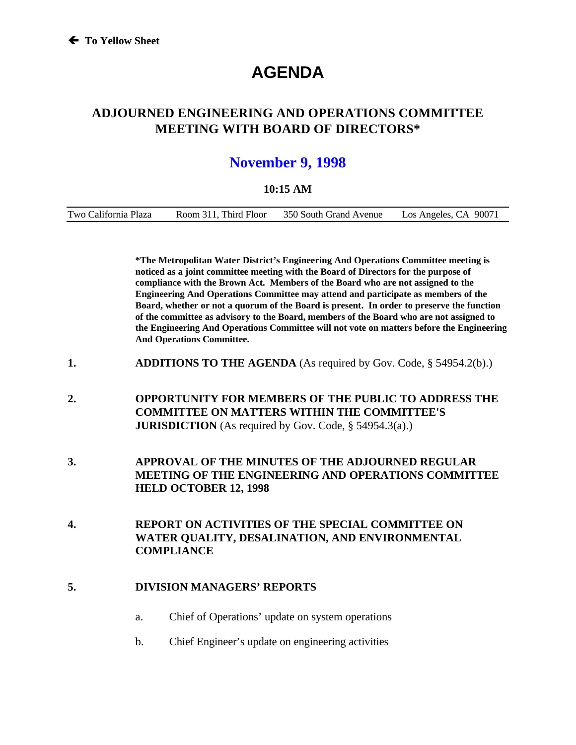← To Yellow Sheet

# AGENDA

## ADJOURNED ENGINEERING AND OPERATIONS COMMITTEE MEETING WITH BOARD OF DIRECTORS*

## November 9, 1998

**10:15 AM**

| Two California Plaza | Room 311, Third Floor | 350 South Grand Avenue | Los Angeles, CA 90071 |
|---|---|---|---|

**\*The Metropolitan Water District's Engineering And Operations Committee meeting is noticed as a joint committee meeting with the Board of Directors for the purpose of compliance with the Brown Act. Members of the Board who are not assigned to the Engineering And Operations Committee may attend and participate as members of the Board, whether or not a quorum of the Board is present. In order to preserve the function of the committee as advisory to the Board, members of the Board who are not assigned to the Engineering And Operations Committee will not vote on matters before the Engineering And Operations Committee.**

1. **ADDITIONS TO THE AGENDA** (As required by Gov. Code, § 54954.2(b).)

2. **OPPORTUNITY FOR MEMBERS OF THE PUBLIC TO ADDRESS THE COMMITTEE ON MATTERS WITHIN THE COMMITTEE'S JURISDICTION** (As required by Gov. Code, § 54954.3(a).)

3. **APPROVAL OF THE MINUTES OF THE ADJOURNED REGULAR MEETING OF THE ENGINEERING AND OPERATIONS COMMITTEE HELD OCTOBER 12, 1998**

4. **REPORT ON ACTIVITIES OF THE SPECIAL COMMITTEE ON WATER QUALITY, DESALINATION, AND ENVIRONMENTAL COMPLIANCE**

5. **DIVISION MANAGERS' REPORTS**

   a. Chief of Operations' update on system operations

   b. Chief Engineer's update on engineering activities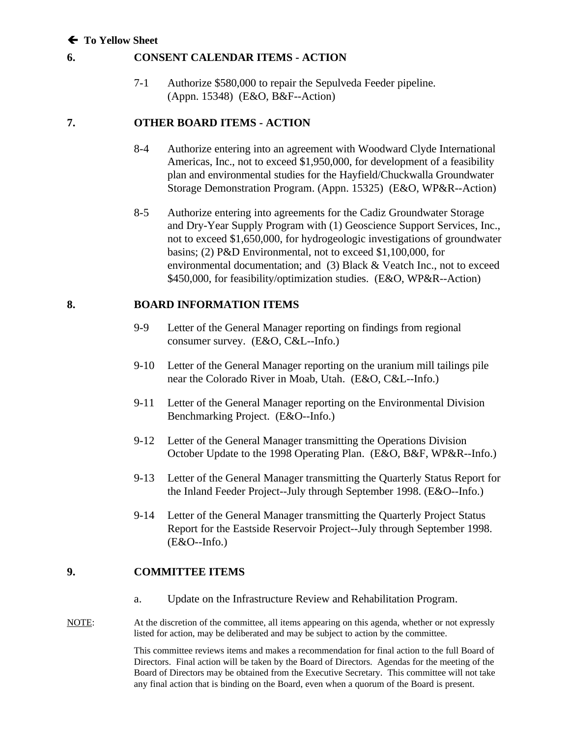🡐 **To Yellow Sheet**

## 6. CONSENT CALENDAR ITEMS - ACTION

7-1 Authorize $580,000 to repair the Sepulveda Feeder pipeline. (Appn. 15348) (E&O, B&F--Action)

## 7. OTHER BOARD ITEMS - ACTION

8-4 Authorize entering into an agreement with Woodward Clyde International Americas, Inc., not to exceed $1,950,000, for development of a feasibility plan and environmental studies for the Hayfield/Chuckwalla Groundwater Storage Demonstration Program. (Appn. 15325) (E&O, WP&R--Action)

8-5 Authorize entering into agreements for the Cadiz Groundwater Storage and Dry-Year Supply Program with (1) Geoscience Support Services, Inc., not to exceed $1,650,000, for hydrogeologic investigations of groundwater basins; (2) P&D Environmental, not to exceed $1,100,000, for environmental documentation; and (3) Black & Veatch Inc., not to exceed $450,000, for feasibility/optimization studies. (E&O, WP&R--Action)

## 8. BOARD INFORMATION ITEMS

9-9 Letter of the General Manager reporting on findings from regional consumer survey. (E&O, C&L--Info.)

9-10 Letter of the General Manager reporting on the uranium mill tailings pile near the Colorado River in Moab, Utah. (E&O, C&L--Info.)

9-11 Letter of the General Manager reporting on the Environmental Division Benchmarking Project. (E&O--Info.)

9-12 Letter of the General Manager transmitting the Operations Division October Update to the 1998 Operating Plan. (E&O, B&F, WP&R--Info.)

9-13 Letter of the General Manager transmitting the Quarterly Status Report for the Inland Feeder Project--July through September 1998. (E&O--Info.)

9-14 Letter of the General Manager transmitting the Quarterly Project Status Report for the Eastside Reservoir Project--July through September 1998. (E&O--Info.)

## 9. COMMITTEE ITEMS

a. Update on the Infrastructure Review and Rehabilitation Program.

NOTE: At the discretion of the committee, all items appearing on this agenda, whether or not expressly listed for action, may be deliberated and may be subject to action by the committee.

This committee reviews items and makes a recommendation for final action to the full Board of Directors. Final action will be taken by the Board of Directors. Agendas for the meeting of the Board of Directors may be obtained from the Executive Secretary. This committee will not take any final action that is binding on the Board, even when a quorum of the Board is present.